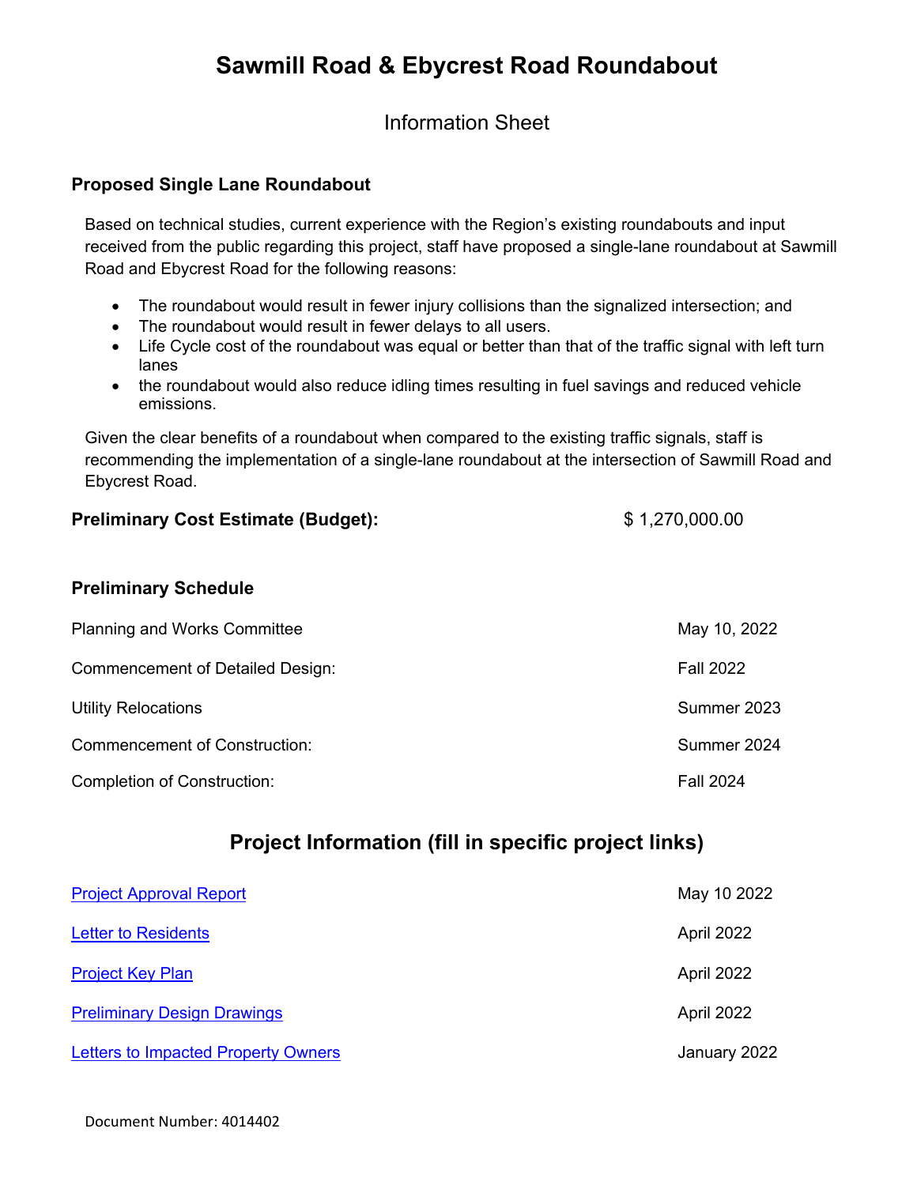# Sawmill Road & Ebycrest Road Roundabout

Information Sheet

### Proposed Single Lane Roundabout

Based on technical studies, current experience with the Region's existing roundabouts and input received from the public regarding this project, staff have proposed a single-lane roundabout at Sawmill Road and Ebycrest Road for the following reasons:

- The roundabout would result in fewer injury collisions than the signalized intersection; and
- The roundabout would result in fewer delays to all users.
- Life Cycle cost of the roundabout was equal or better than that of the traffic signal with left turn lanes
- the roundabout would also reduce idling times resulting in fuel savings and reduced vehicle emissions.

Given the clear benefits of a roundabout when compared to the existing traffic signals, staff is recommending the implementation of a single-lane roundabout at the intersection of Sawmill Road and Ebycrest Road.

**Preliminary Cost Estimate (Budget):** $ 1,270,000.00

### Preliminary Schedule

| | |
|---|---|
| Planning and Works Committee | May 10, 2022 |
| Commencement of Detailed Design: | Fall 2022 |
| Utility Relocations | Summer 2023 |
| Commencement of Construction: | Summer 2024 |
| Completion of Construction: | Fall 2024 |

## Project Information (fill in specific project links)

| | |
|---|---|
| Project Approval Report | May 10 2022 |
| Letter to Residents | April 2022 |
| Project Key Plan | April 2022 |
| Preliminary Design Drawings | April 2022 |
| Letters to Impacted Property Owners | January 2022 |

Document Number: 4014402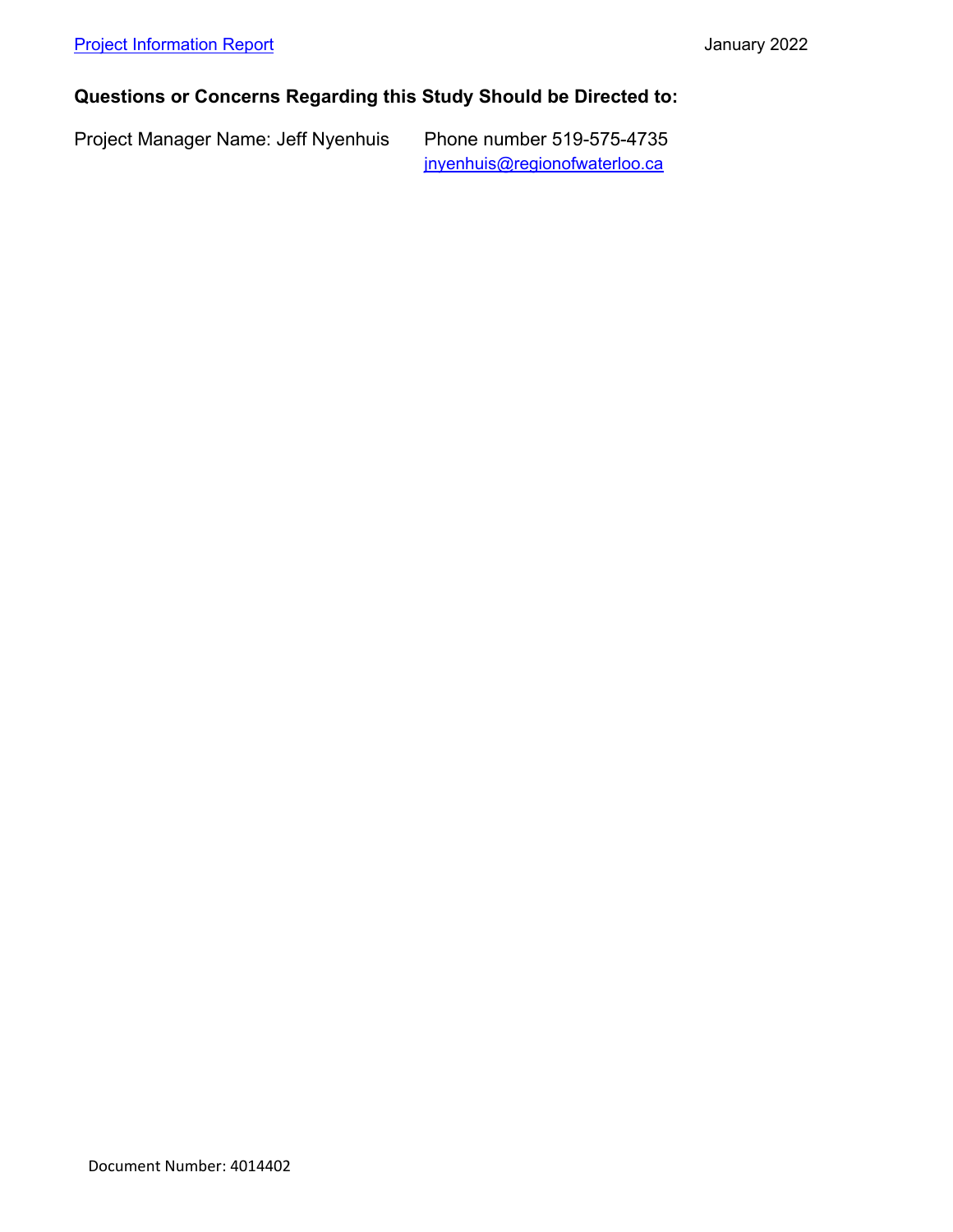**Questions or Concerns Regarding this Study Should be Directed to:**

Project Manager Name: Jeff Nyenhuis    Phone number 519-575-4735
jnyenhuis@regionofwaterloo.ca

Document Number: 4014402